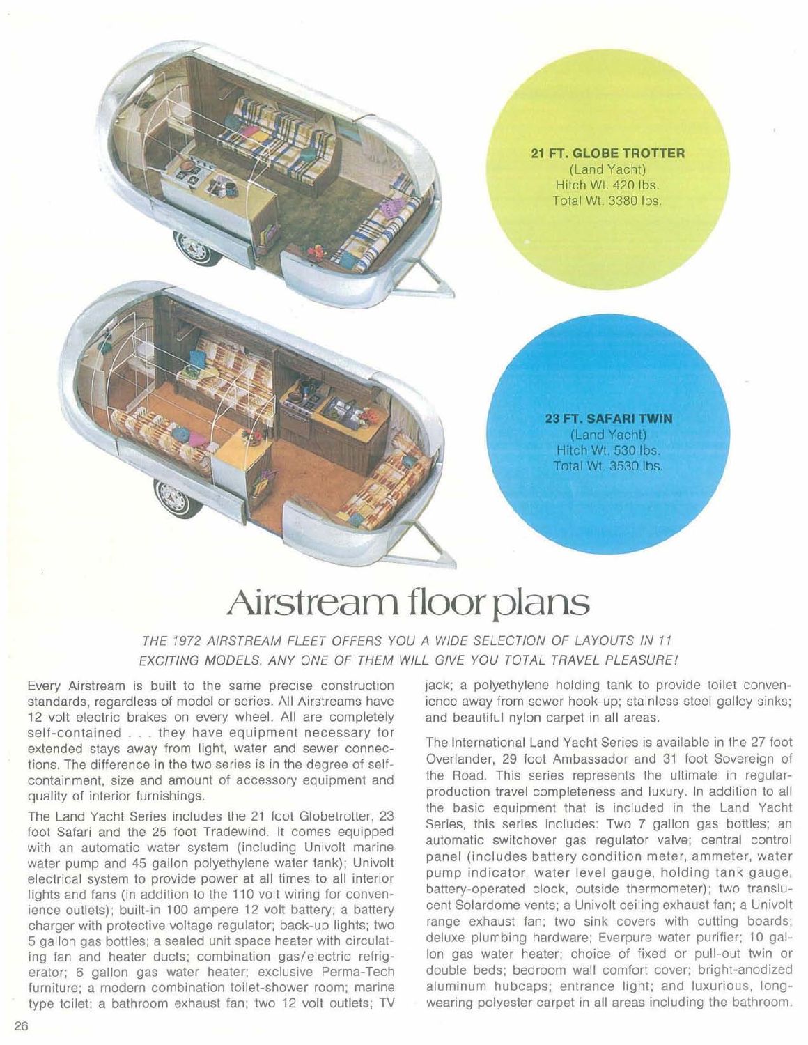**21 FT. GLOBE TROTTER**
(Land Yacht)
Hitch Wt. 420 lbs.
Total Wt. 3380 lbs.

**23 FT. SAFARI TWIN**
(Land Yacht)
Hitch Wt. 530 lbs.
Total Wt. 3530 lbs.

# Airstream floor plans

*THE 1972 AIRSTREAM FLEET OFFERS YOU A WIDE SELECTION OF LAYOUTS IN 11 EXCITING MODELS. ANY ONE OF THEM WILL GIVE YOU TOTAL TRAVEL PLEASURE!*

Every Airstream is built to the same precise construction standards, regardless of model or series. All Airstreams have 12 volt electric brakes on every wheel. All are completely self-contained . . . they have equipment necessary for extended stays away from light, water and sewer connections. The difference in the two series is in the degree of self-containment, size and amount of accessory equipment and quality of interior furnishings.

The Land Yacht Series includes the 21 foot Globetrotter, 23 foot Safari and the 25 foot Tradewind. It comes equipped with an automatic water system (including Univolt marine water pump and 45 gallon polyethylene water tank); Univolt electrical system to provide power at all times to all interior lights and fans (in addition to the 110 volt wiring for convenience outlets); built-in 100 ampere 12 volt battery; a battery charger with protective voltage regulator; back-up lights; two 5 gallon gas bottles; a sealed unit space heater with circulating fan and heater ducts; combination gas/electric refrigerator; 6 gallon gas water heater; exclusive Perma-Tech furniture; a modern combination toilet-shower room; marine type toilet; a bathroom exhaust fan; two 12 volt outlets; TV jack; a polyethylene holding tank to provide toilet convenience away from sewer hook-up; stainless steel galley sinks; and beautiful nylon carpet in all areas.

The International Land Yacht Series is available in the 27 foot Overlander, 29 foot Ambassador and 31 foot Sovereign of the Road. This series represents the ultimate in regular-production travel completeness and luxury. In addition to all the basic equipment that is included in the Land Yacht Series, this series includes: Two 7 gallon gas bottles; an automatic switchover gas regulator valve; central control panel (includes battery condition meter, ammeter, water pump indicator, water level gauge, holding tank gauge, battery-operated clock, outside thermometer); two translucent Solardome vents; a Univolt ceiling exhaust fan; a Univolt range exhaust fan; two sink covers with cutting boards; deluxe plumbing hardware; Everpure water purifier; 10 gallon gas water heater; choice of fixed or pull-out twin or double beds; bedroom wall comfort cover; bright-anodized aluminum hubcaps; entrance light; and luxurious, long-wearing polyester carpet in all areas including the bathroom.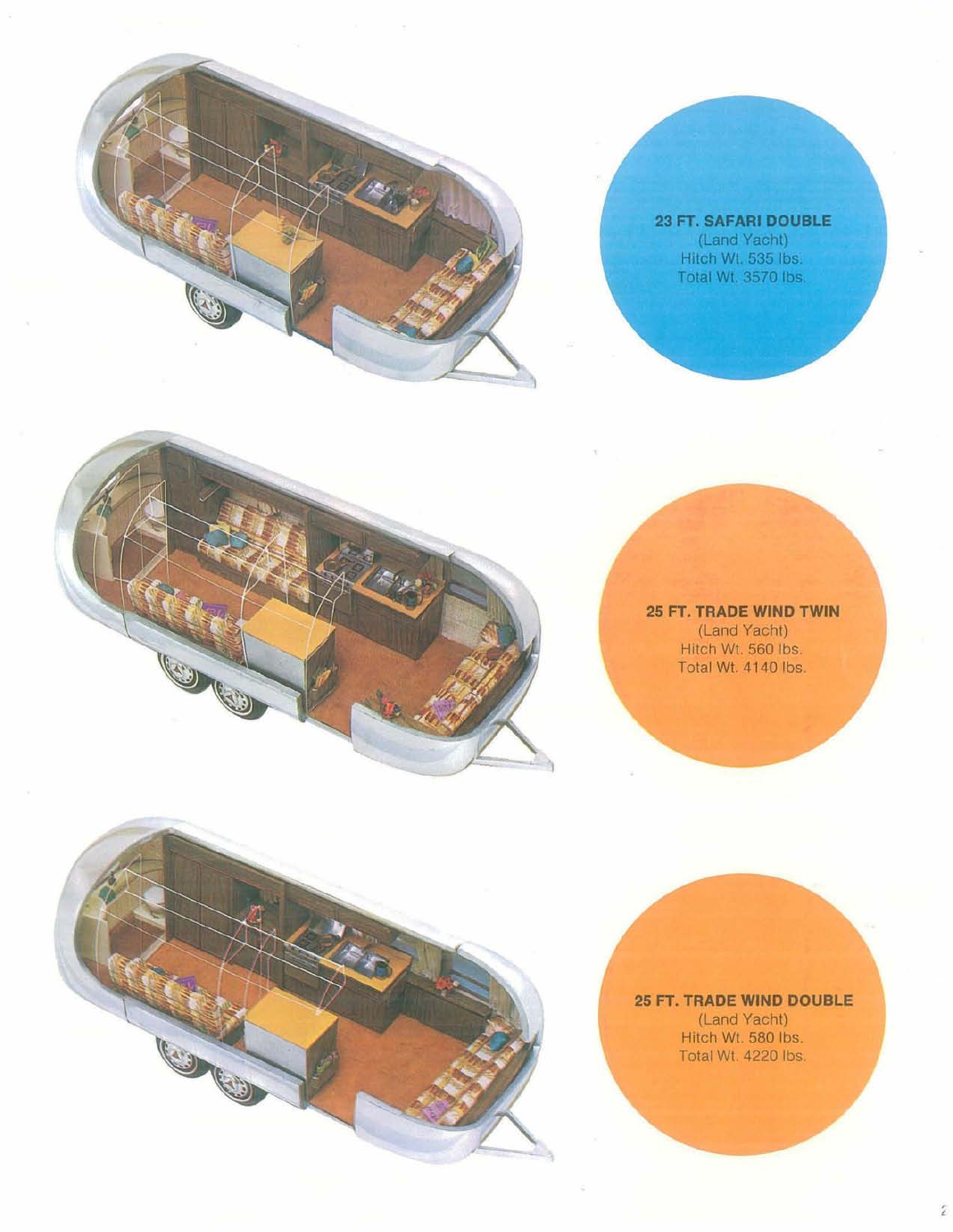**23 FT. SAFARI DOUBLE**
(Land Yacht)
Hitch Wt. 535 lbs.
Total Wt. 3570 lbs.

**25 FT. TRADE WIND TWIN**
(Land Yacht)
Hitch Wt. 560 lbs.
Total Wt. 4140 lbs.

**25 FT. TRADE WIND DOUBLE**
(Land Yacht)
Hitch Wt. 580 lbs.
Total Wt. 4220 lbs.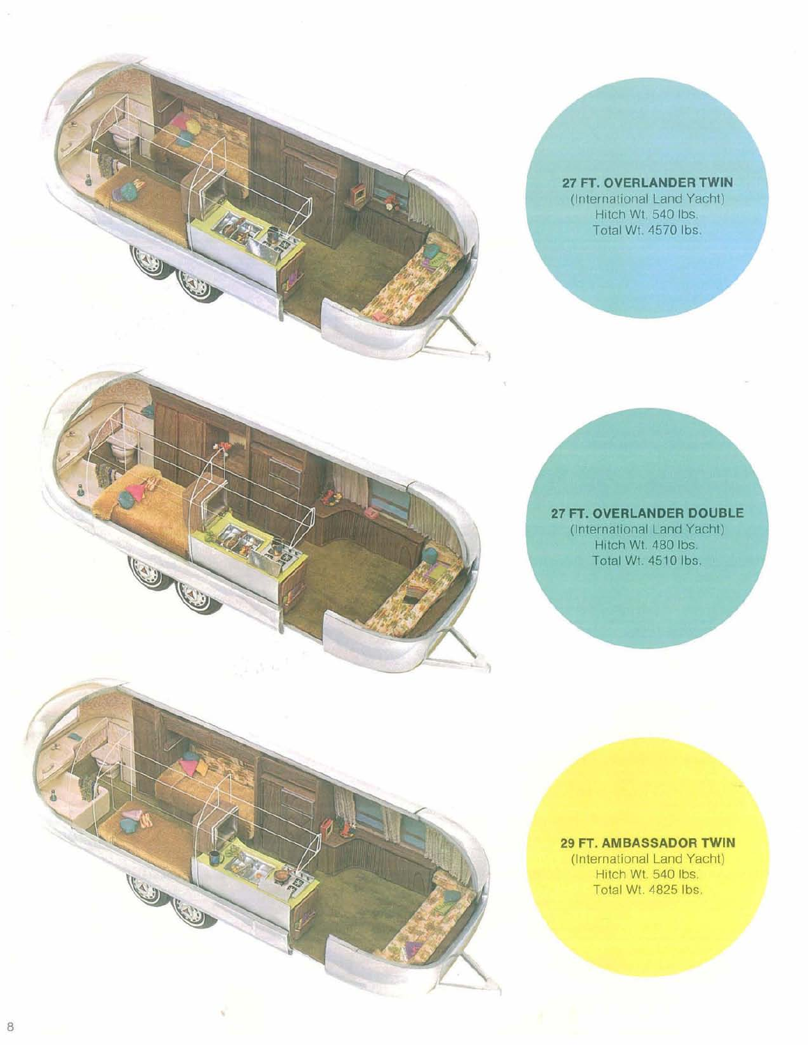**27 FT. OVERLANDER TWIN**
(International Land Yacht)
Hitch Wt. 540 lbs.
Total Wt. 4570 lbs.

**27 FT. OVERLANDER DOUBLE**
(International Land Yacht)
Hitch Wt. 480 lbs.
Total Wt. 4510 lbs.

**29 FT. AMBASSADOR TWIN**
(International Land Yacht)
Hitch Wt. 540 lbs.
Total Wt. 4825 lbs.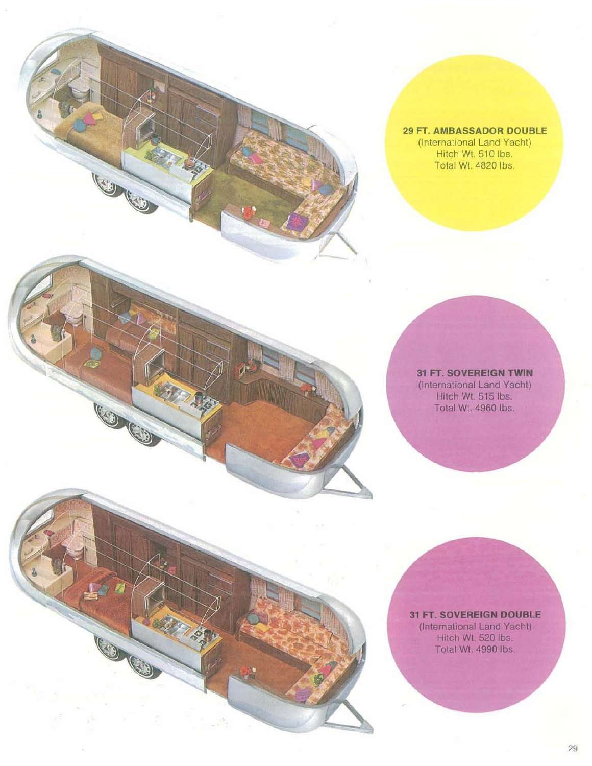**29 FT. AMBASSADOR DOUBLE**
(International Land Yacht)
Hitch Wt. 510 lbs.
Total Wt. 4820 lbs.

**31 FT. SOVEREIGN TWIN**
(International Land Yacht)
Hitch Wt. 515 lbs.
Total Wt. 4960 lbs.

**31 FT. SOVEREIGN DOUBLE**
(International Land Yacht)
Hitch Wt. 520 lbs.
Total Wt. 4990 lbs.